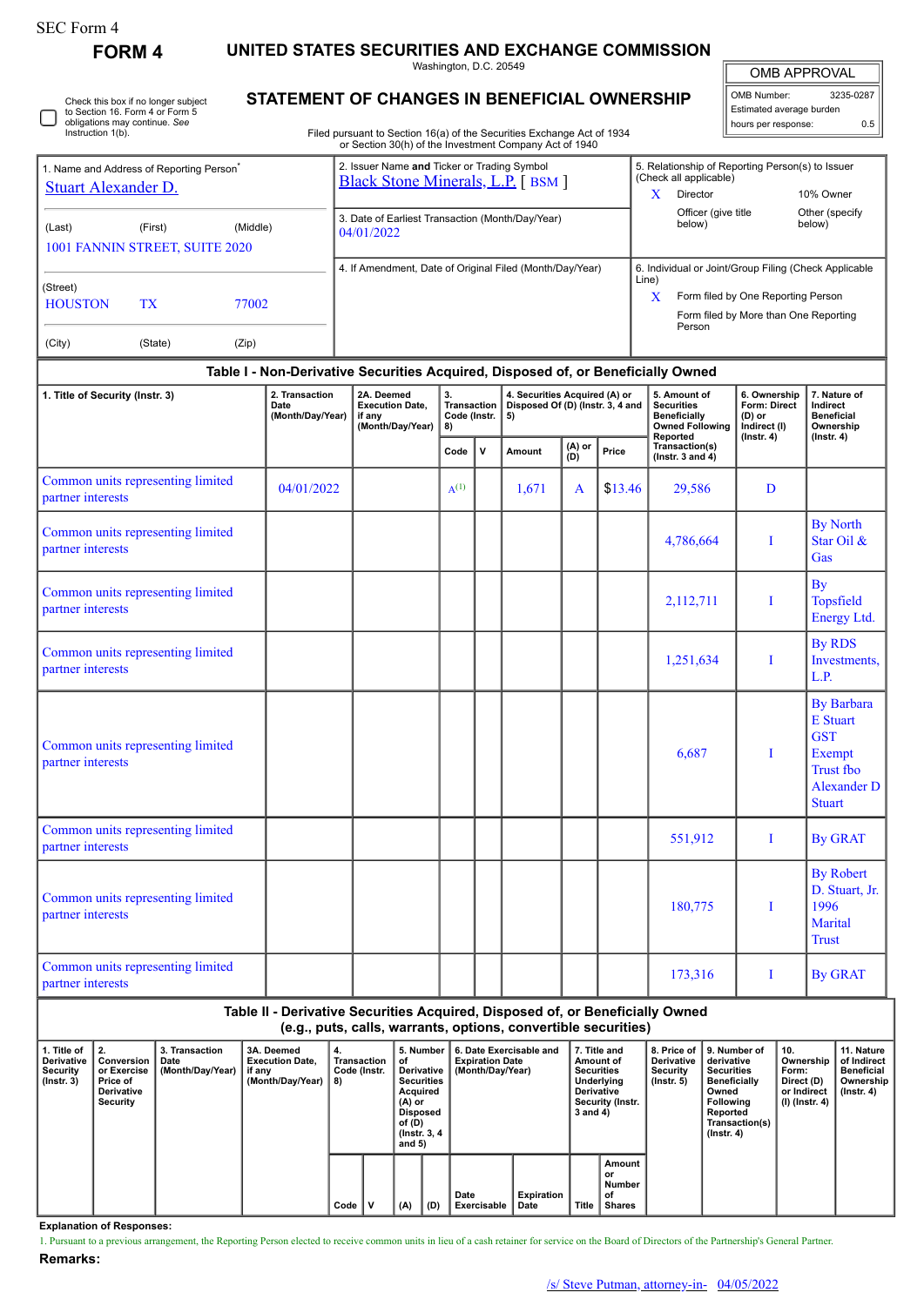SEC Form 4

# FORM 4

## UNITED STATES SECURITIES AND EXCHANGE COMMISSION

Washington, D.C. 20549

## STATEMENT OF CHANGES IN BENEFICIAL OWNERSHIP

Filed pursuant to Section 16(a) of the Securities Exchange Act of 1934 or Section 30(h) of the Investment Company Act of 1940

| OMB APPROVAL | |
|---|---|
| OMB Number: | 3235-0287 |
| Estimated average burden | |
| hours per response: | 0.5 |

☐ Check this box if no longer subject to Section 16. Form 4 or Form 5 obligations may continue. *See* Instruction 1(b).

| 1. Name and Address of Reporting Person* | 2. Issuer Name **and** Ticker or Trading Symbol | 5. Relationship of Reporting Person(s) to Issuer (Check all applicable) |
|---|---|---|
| Stuart Alexander D. | Black Stone Minerals, L.P. [ BSM ] | X Director / 10% Owner / Officer (give title below) / Other (specify below) |
| (Last) (First) (Middle) 1001 FANNIN STREET, SUITE 2020 | 3. Date of Earliest Transaction (Month/Day/Year) 04/01/2022 | |
| (Street) HOUSTON TX 77002 | 4. If Amendment, Date of Original Filed (Month/Day/Year) | 6. Individual or Joint/Group Filing (Check Applicable Line) X Form filed by One Reporting Person / Form filed by More than One Reporting Person |
| (City) (State) (Zip) | | |

### Table I - Non-Derivative Securities Acquired, Disposed of, or Beneficially Owned

| 1. Title of Security (Instr. 3) | 2. Transaction Date (Month/Day/Year) | 2A. Deemed Execution Date, if any (Month/Day/Year) | 3. Transaction Code (Instr. 8) | | 4. Securities Acquired (A) or Disposed Of (D) (Instr. 3, 4 and 5) | | | 5. Amount of Securities Beneficially Owned Following Reported Transaction(s) (Instr. 3 and 4) | 6. Ownership Form: Direct (D) or Indirect (I) (Instr. 4) | 7. Nature of Indirect Beneficial Ownership (Instr. 4) |
|---|---|---|---|---|---|---|---|---|---|---|
| | | | Code | V | Amount | (A) or (D) | Price | | | |
| Common units representing limited partner interests | 04/01/2022 | | A[(1)] | | 1,671 | A | $13.46 | 29,586 | D | |
| Common units representing limited partner interests | | | | | | | | 4,786,664 | I | By North Star Oil & Gas |
| Common units representing limited partner interests | | | | | | | | 2,112,711 | I | By Topsfield Energy Ltd. |
| Common units representing limited partner interests | | | | | | | | 1,251,634 | I | By RDS Investments, L.P. |
| Common units representing limited partner interests | | | | | | | | 6,687 | I | By Barbara E Stuart GST Exempt Trust fbo Alexander D Stuart |
| Common units representing limited partner interests | | | | | | | | 551,912 | I | By GRAT |
| Common units representing limited partner interests | | | | | | | | 180,775 | I | By Robert D. Stuart, Jr. 1996 Marital Trust |
| Common units representing limited partner interests | | | | | | | | 173,316 | I | By GRAT |

### Table II - Derivative Securities Acquired, Disposed of, or Beneficially Owned (e.g., puts, calls, warrants, options, convertible securities)

| 1. Title of Derivative Security (Instr. 3) | 2. Conversion or Exercise Price of Derivative Security | 3. Transaction Date (Month/Day/Year) | 3A. Deemed Execution Date, if any (Month/Day/Year) | 4. Transaction Code (Instr. 8) | | 5. Number of Derivative Securities Acquired (A) or Disposed of (D) (Instr. 3, 4 and 5) | | 6. Date Exercisable and Expiration Date (Month/Day/Year) | | 7. Title and Amount of Securities Underlying Derivative Security (Instr. 3 and 4) | | 8. Price of Derivative Security (Instr. 5) | 9. Number of derivative Securities Beneficially Owned Following Reported Transaction(s) (Instr. 4) | 10. Ownership Form: Direct (D) or Indirect (I) (Instr. 4) | 11. Nature of Indirect Beneficial Ownership (Instr. 4) |
|---|---|---|---|---|---|---|---|---|---|---|---|---|---|---|---|
| | | | | Code | V | (A) | (D) | Date Exercisable | Expiration Date | Title | Amount or Number of Shares | | | | |

**Explanation of Responses:**

1. Pursuant to a previous arrangement, the Reporting Person elected to receive common units in lieu of a cash retainer for service on the Board of Directors of the Partnership's General Partner.

**Remarks:**

/s/ Steve Putman, attorney-in- 04/05/2022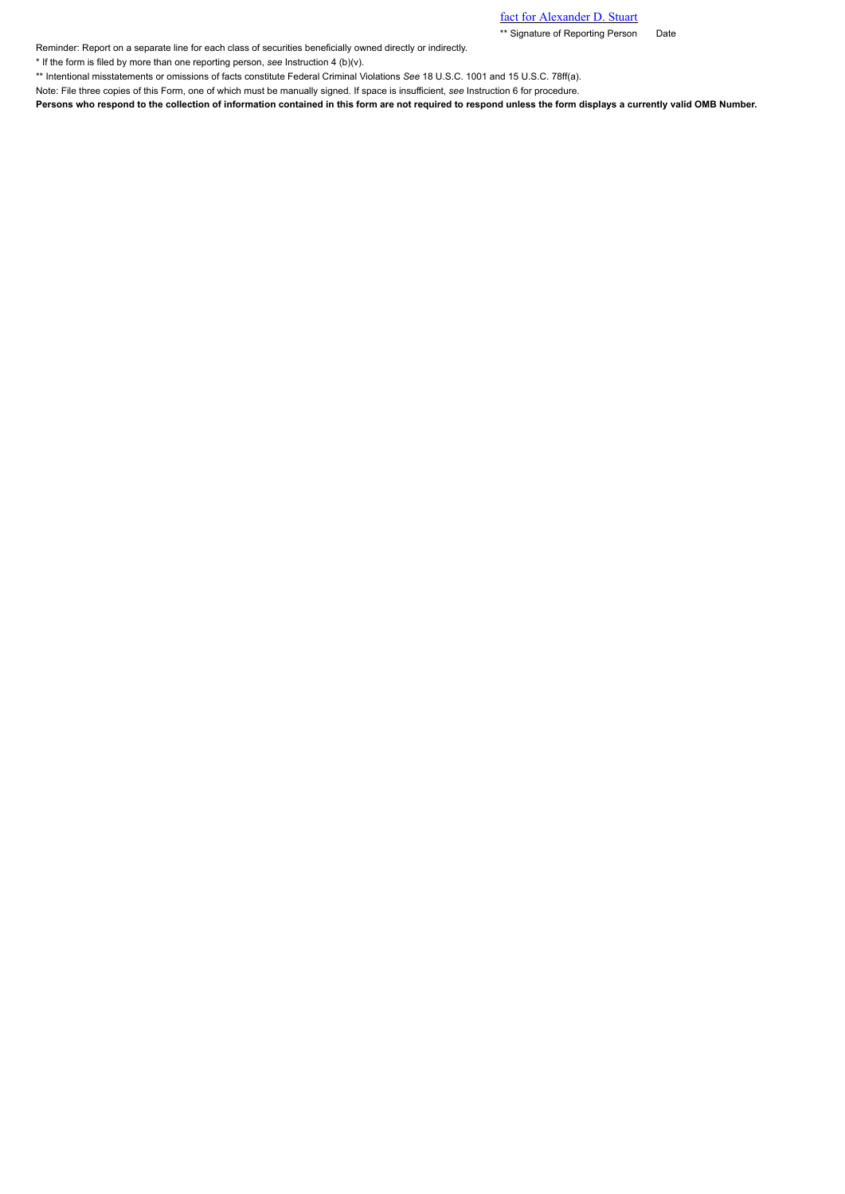fact for Alexander D. Stuart

** Signature of Reporting Person Date

Reminder: Report on a separate line for each class of securities beneficially owned directly or indirectly.

* If the form is filed by more than one reporting person, *see* Instruction 4 (b)(v).

** Intentional misstatements or omissions of facts constitute Federal Criminal Violations *See* 18 U.S.C. 1001 and 15 U.S.C. 78ff(a).

Note: File three copies of this Form, one of which must be manually signed. If space is insufficient, *see* Instruction 6 for procedure.

**Persons who respond to the collection of information contained in this form are not required to respond unless the form displays a currently valid OMB Number.**